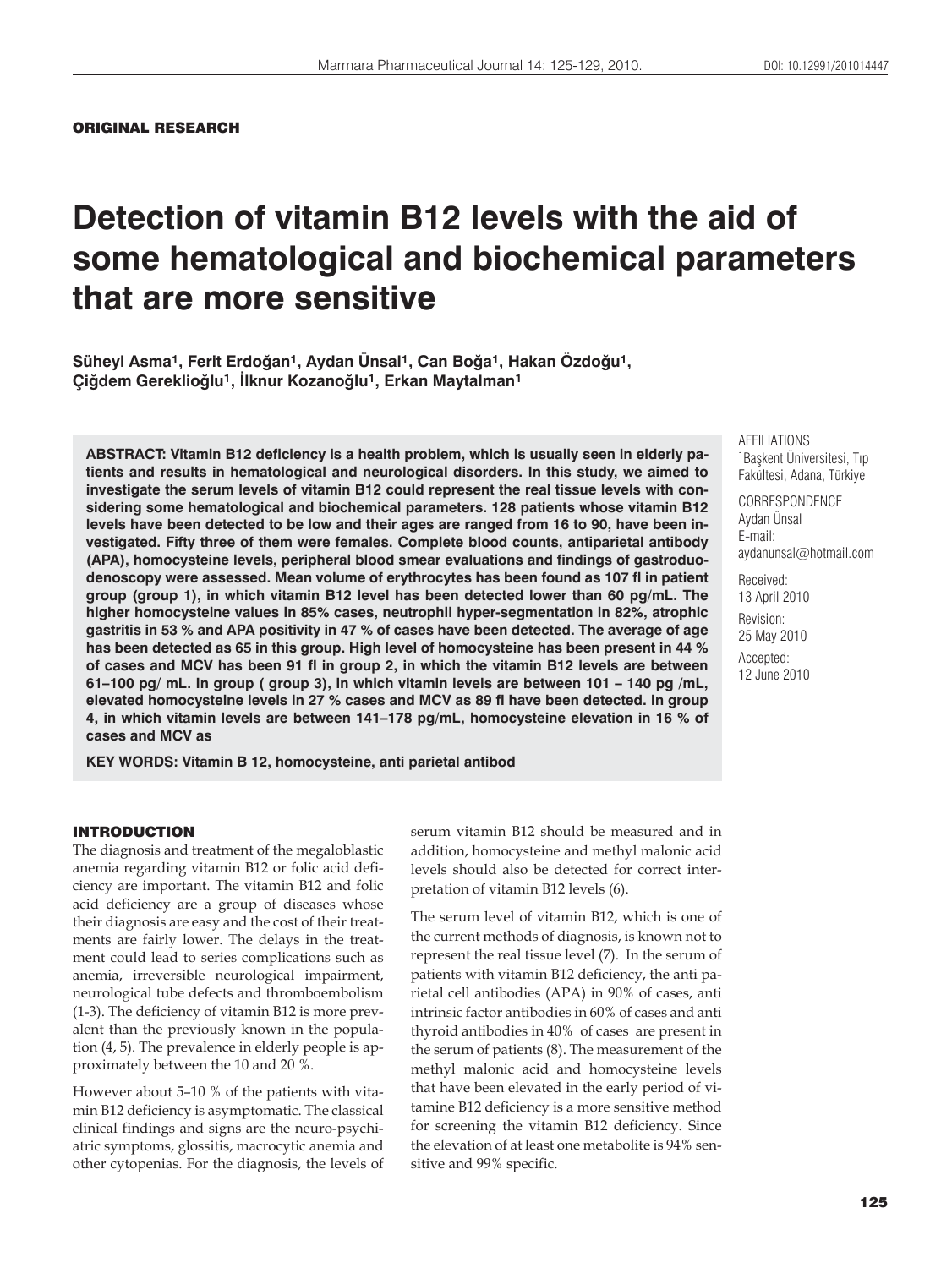ORIGINAL RESEARCH

# Detection of vitamin B12 levels with the aid of some hematological and biochemical parameters that are more sensitive

**Süheyl Asma[1], Ferit Erdoğan[1], Aydan Ünsal[1], Can Boğa[1], Hakan Özdoğu[1], Çiğdem Gereklioğlu[1], İlknur Kozanoğlu[1], Erkan Maytalman[1]**

AFFILIATIONS
[1]Başkent Üniversitesi, Tıp Fakültesi, Adana, Türkiye

CORRESPONDENCE
Aydan Ünsal
E-mail:
aydanunsal@hotmail.com

Received:
13 April 2010

Revision:
25 May 2010

Accepted:
12 June 2010

**ABSTRACT: Vitamin B12 deficiency is a health problem, which is usually seen in elderly patients and results in hematological and neurological disorders. In this study, we aimed to investigate the serum levels of vitamin B12 could represent the real tissue levels with considering some hematological and biochemical parameters. 128 patients whose vitamin B12 levels have been detected to be low and their ages are ranged from 16 to 90, have been investigated. Fifty three of them were females. Complete blood counts, antiparietal antibody (APA), homocysteine levels, peripheral blood smear evaluations and findings of gastroduodenoscopy were assessed. Mean volume of erythrocytes has been found as 107 fl in patient group (group 1), in which vitamin B12 level has been detected lower than 60 pg/mL. The higher homocysteine values in 85% cases, neutrophil hyper-segmentation in 82%, atrophic gastritis in 53 % and APA positivity in 47 % of cases have been detected. The average of age has been detected as 65 in this group. High level of homocysteine has been present in 44 % of cases and MCV has been 91 fl in group 2, in which the vitamin B12 levels are between 61–100 pg/ mL. In group ( group 3), in which vitamin levels are between 101 – 140 pg /mL, elevated homocysteine levels in 27 % cases and MCV as 89 fl have been detected. In group 4, in which vitamin levels are between 141–178 pg/mL, homocysteine elevation in 16 % of cases and MCV as**

**KEY WORDS: Vitamin B 12, homocysteine, anti parietal antibod**

## INTRODUCTION

The diagnosis and treatment of the megaloblastic anemia regarding vitamin B12 or folic acid deficiency are important. The vitamin B12 and folic acid deficiency are a group of diseases whose their diagnosis are easy and the cost of their treatments are fairly lower. The delays in the treatment could lead to series complications such as anemia, irreversible neurological impairment, neurological tube defects and thromboembolism (1-3). The deficiency of vitamin B12 is more prevalent than the previously known in the population (4, 5). The prevalence in elderly people is approximately between the 10 and 20 %.

However about 5–10 % of the patients with vitamin B12 deficiency is asymptomatic. The classical clinical findings and signs are the neuro-psychiatric symptoms, glossitis, macrocytic anemia and other cytopenias. For the diagnosis, the levels of serum vitamin B12 should be measured and in addition, homocysteine and methyl malonic acid levels should also be detected for correct interpretation of vitamin B12 levels (6).

The serum level of vitamin B12, which is one of the current methods of diagnosis, is known not to represent the real tissue level (7). In the serum of patients with vitamin B12 deficiency, the anti parietal cell antibodies (APA) in 90% of cases, anti intrinsic factor antibodies in 60% of cases and anti thyroid antibodies in 40% of cases are present in the serum of patients (8). The measurement of the methyl malonic acid and homocysteine levels that have been elevated in the early period of vitamine B12 deficiency is a more sensitive method for screening the vitamin B12 deficiency. Since the elevation of at least one metabolite is 94% sensitive and 99% specific.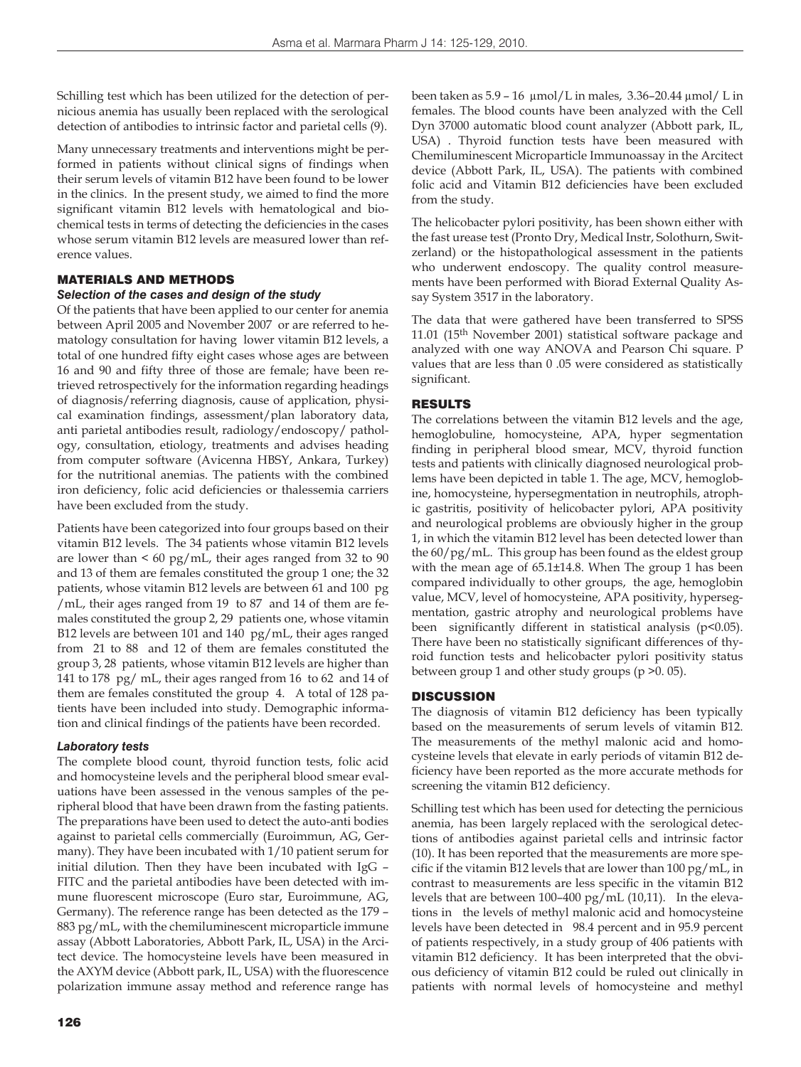Schilling test which has been utilized for the detection of pernicious anemia has usually been replaced with the serological detection of antibodies to intrinsic factor and parietal cells (9).

Many unnecessary treatments and interventions might be performed in patients without clinical signs of findings when their serum levels of vitamin B12 have been found to be lower in the clinics. In the present study, we aimed to find the more significant vitamin B12 levels with hematological and biochemical tests in terms of detecting the deficiencies in the cases whose serum vitamin B12 levels are measured lower than reference values.

## MATERIALS AND METHODS

### Selection of the cases and design of the study

Of the patients that have been applied to our center for anemia between April 2005 and November 2007 or are referred to hematology consultation for having lower vitamin B12 levels, a total of one hundred fifty eight cases whose ages are between 16 and 90 and fifty three of those are female; have been retrieved retrospectively for the information regarding headings of diagnosis/referring diagnosis, cause of application, physical examination findings, assessment/plan laboratory data, anti parietal antibodies result, radiology/endoscopy/ pathology, consultation, etiology, treatments and advises heading from computer software (Avicenna HBSY, Ankara, Turkey) for the nutritional anemias. The patients with the combined iron deficiency, folic acid deficiencies or thalessemia carriers have been excluded from the study.

Patients have been categorized into four groups based on their vitamin B12 levels. The 34 patients whose vitamin B12 levels are lower than < 60 pg/mL, their ages ranged from 32 to 90 and 13 of them are females constituted the group 1 one; the 32 patients, whose vitamin B12 levels are between 61 and 100 pg /mL, their ages ranged from 19 to 87 and 14 of them are females constituted the group 2, 29 patients one, whose vitamin B12 levels are between 101 and 140 pg/mL, their ages ranged from 21 to 88 and 12 of them are females constituted the group 3, 28 patients, whose vitamin B12 levels are higher than 141 to 178 pg/ mL, their ages ranged from 16 to 62 and 14 of them are females constituted the group 4. A total of 128 patients have been included into study. Demographic information and clinical findings of the patients have been recorded.

### Laboratory tests

The complete blood count, thyroid function tests, folic acid and homocysteine levels and the peripheral blood smear evaluations have been assessed in the venous samples of the peripheral blood that have been drawn from the fasting patients. The preparations have been used to detect the auto-anti bodies against to parietal cells commercially (Euroimmun, AG, Germany). They have been incubated with 1/10 patient serum for initial dilution. Then they have been incubated with IgG – FITC and the parietal antibodies have been detected with immune fluorescent microscope (Euro star, Euroimmune, AG, Germany). The reference range has been detected as the 179 – 883 pg/mL, with the chemiluminescent microparticle immune assay (Abbott Laboratories, Abbott Park, IL, USA) in the Arcitect device. The homocysteine levels have been measured in the AXYM device (Abbott park, IL, USA) with the fluorescence polarization immune assay method and reference range has been taken as 5.9 – 16 µmol/L in males, 3.36–20.44 µmol/ L in females. The blood counts have been analyzed with the Cell Dyn 37000 automatic blood count analyzer (Abbott park, IL, USA) . Thyroid function tests have been measured with Chemiluminescent Microparticle Immunoassay in the Arcitect device (Abbott Park, IL, USA). The patients with combined folic acid and Vitamin B12 deficiencies have been excluded from the study.

The helicobacter pylori positivity, has been shown either with the fast urease test (Pronto Dry, Medical Instr, Solothurn, Switzerland) or the histopathological assessment in the patients who underwent endoscopy. The quality control measurements have been performed with Biorad External Quality Assay System 3517 in the laboratory.

The data that were gathered have been transferred to SPSS 11.01 (15th November 2001) statistical software package and analyzed with one way ANOVA and Pearson Chi square. P values that are less than 0 .05 were considered as statistically significant.

## RESULTS

The correlations between the vitamin B12 levels and the age, hemoglobuline, homocysteine, APA, hyper segmentation finding in peripheral blood smear, MCV, thyroid function tests and patients with clinically diagnosed neurological problems have been depicted in table 1. The age, MCV, hemoglobine, homocysteine, hypersegmentation in neutrophils, atrophic gastritis, positivity of helicobacter pylori, APA positivity and neurological problems are obviously higher in the group 1, in which the vitamin B12 level has been detected lower than the 60/pg/mL. This group has been found as the eldest group with the mean age of 65.1±14.8. When The group 1 has been compared individually to other groups, the age, hemoglobin value, MCV, level of homocysteine, APA positivity, hypersegmentation, gastric atrophy and neurological problems have been significantly different in statistical analysis ($p<0.05$). There have been no statistically significant differences of thyroid function tests and helicobacter pylori positivity status between group 1 and other study groups ($p > 0.05$).

## DISCUSSION

The diagnosis of vitamin B12 deficiency has been typically based on the measurements of serum levels of vitamin B12. The measurements of the methyl malonic acid and homocysteine levels that elevate in early periods of vitamin B12 deficiency have been reported as the more accurate methods for screening the vitamin B12 deficiency.

Schilling test which has been used for detecting the pernicious anemia, has been largely replaced with the serological detections of antibodies against parietal cells and intrinsic factor (10). It has been reported that the measurements are more specific if the vitamin B12 levels that are lower than 100 pg/mL, in contrast to measurements are less specific in the vitamin B12 levels that are between 100–400 pg/mL (10,11). In the elevations in the levels of methyl malonic acid and homocysteine levels have been detected in 98.4 percent and in 95.9 percent of patients respectively, in a study group of 406 patients with vitamin B12 deficiency. It has been interpreted that the obvious deficiency of vitamin B12 could be ruled out clinically in patients with normal levels of homocysteine and methyl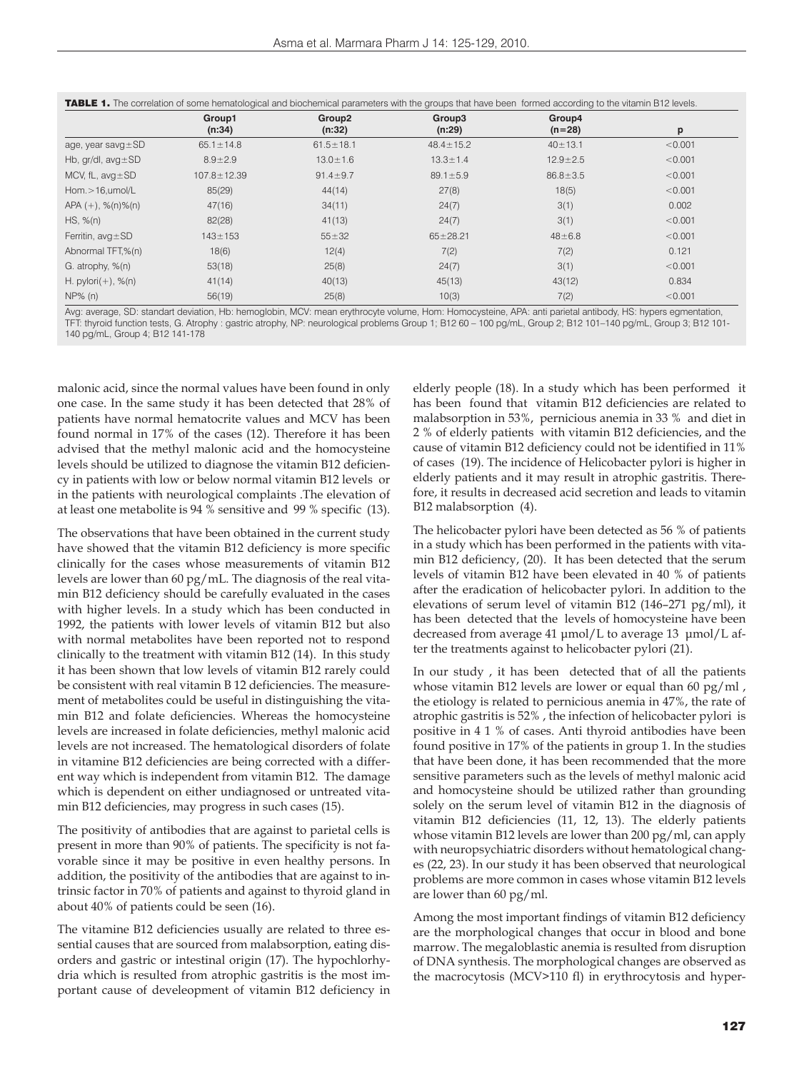**TABLE 1.** The correlation of some hematological and biochemical parameters with the groups that have been formed according to the vitamin B12 levels.

| | Group1 (n:34) | Group2 (n:32) | Group3 (n:29) | Group4 (n=28) | p |
|---|---|---|---|---|---|
| age, year savg±SD | 65.1±14.8 | 61.5±18.1 | 48.4±15.2 | 40±13.1 | <0.001 |
| Hb, gr/dl, avg±SD | 8.9±2.9 | 13.0±1.6 | 13.3±1.4 | 12.9±2.5 | <0.001 |
| MCV, fL, avg±SD | 107.8±12.39 | 91.4±9.7 | 89.1±5.9 | 86.8±3.5 | <0.001 |
| Hom.>16,umol/L | 85(29) | 44(14) | 27(8) | 18(5) | <0.001 |
| APA (+), %(n)%(n) | 47(16) | 34(11) | 24(7) | 3(1) | 0.002 |
| HS, %(n) | 82(28) | 41(13) | 24(7) | 3(1) | <0.001 |
| Ferritin, avg±SD | 143±153 | 55±32 | 65±28.21 | 48±6.8 | <0.001 |
| Abnormal TFT,%(n) | 18(6) | 12(4) | 7(2) | 7(2) | 0.121 |
| G. atrophy, %(n) | 53(18) | 25(8) | 24(7) | 3(1) | <0.001 |
| H. pylori(+), %(n) | 41(14) | 40(13) | 45(13) | 43(12) | 0.834 |
| NP% (n) | 56(19) | 25(8) | 10(3) | 7(2) | <0.001 |

Avg: average, SD: standart deviation, Hb: hemoglobin, MCV: mean erythrocyte volume, Hom: Homocysteine, APA: anti parietal antibody, HS: hypers egmentation, TFT: thyroid function tests, G. Atrophy : gastric atrophy, NP: neurological problems Group 1; B12 60 – 100 pg/mL, Group 2; B12 101–140 pg/mL, Group 3; B12 101-140 pg/mL, Group 4; B12 141-178

malonic acid, since the normal values have been found in only one case. In the same study it has been detected that 28% of patients have normal hematocrite values and MCV has been found normal in 17% of the cases (12). Therefore it has been advised that the methyl malonic acid and the homocysteine levels should be utilized to diagnose the vitamin B12 deficiency in patients with low or below normal vitamin B12 levels or in the patients with neurological complaints .The elevation of at least one metabolite is 94 % sensitive and 99 % specific (13).

The observations that have been obtained in the current study have showed that the vitamin B12 deficiency is more specific clinically for the cases whose measurements of vitamin B12 levels are lower than 60 pg/mL. The diagnosis of the real vitamin B12 deficiency should be carefully evaluated in the cases with higher levels. In a study which has been conducted in 1992, the patients with lower levels of vitamin B12 but also with normal metabolites have been reported not to respond clinically to the treatment with vitamin B12 (14). In this study it has been shown that low levels of vitamin B12 rarely could be consistent with real vitamin B 12 deficiencies. The measurement of metabolites could be useful in distinguishing the vitamin B12 and folate deficiencies. Whereas the homocysteine levels are increased in folate deficiencies, methyl malonic acid levels are not increased. The hematological disorders of folate in vitamine B12 deficiencies are being corrected with a different way which is independent from vitamin B12. The damage which is dependent on either undiagnosed or untreated vitamin B12 deficiencies, may progress in such cases (15).

The positivity of antibodies that are against to parietal cells is present in more than 90% of patients. The specificity is not favorable since it may be positive in even healthy persons. In addition, the positivity of the antibodies that are against to intrinsic factor in 70% of patients and against to thyroid gland in about 40% of patients could be seen (16).

The vitamine B12 deficiencies usually are related to three essential causes that are sourced from malabsorption, eating disorders and gastric or intestinal origin (17). The hypochlorhydria which is resulted from atrophic gastritis is the most important cause of develeopment of vitamin B12 deficiency in elderly people (18). In a study which has been performed it has been found that vitamin B12 deficiencies are related to malabsorption in 53%, pernicious anemia in 33 % and diet in 2 % of elderly patients with vitamin B12 deficiencies, and the cause of vitamin B12 deficiency could not be identified in 11% of cases (19). The incidence of Helicobacter pylori is higher in elderly patients and it may result in atrophic gastritis. Therefore, it results in decreased acid secretion and leads to vitamin B12 malabsorption (4).

The helicobacter pylori have been detected as 56 % of patients in a study which has been performed in the patients with vitamin B12 deficiency, (20). It has been detected that the serum levels of vitamin B12 have been elevated in 40 % of patients after the eradication of helicobacter pylori. In addition to the elevations of serum level of vitamin B12 (146–271 pg/ml), it has been detected that the levels of homocysteine have been decreased from average 41 µmol/L to average 13 µmol/L after the treatments against to helicobacter pylori (21).

In our study , it has been detected that of all the patients whose vitamin B12 levels are lower or equal than 60 pg/ml , the etiology is related to pernicious anemia in 47%, the rate of atrophic gastritis is 52% , the infection of helicobacter pylori is positive in 4 1 % of cases. Anti thyroid antibodies have been found positive in 17% of the patients in group 1. In the studies that have been done, it has been recommended that the more sensitive parameters such as the levels of methyl malonic acid and homocysteine should be utilized rather than grounding solely on the serum level of vitamin B12 in the diagnosis of vitamin B12 deficiencies (11, 12, 13). The elderly patients whose vitamin B12 levels are lower than 200 pg/ml, can apply with neuropsychiatric disorders without hematological changes (22, 23). In our study it has been observed that neurological problems are more common in cases whose vitamin B12 levels are lower than 60 pg/ml.

Among the most important findings of vitamin B12 deficiency are the morphological changes that occur in blood and bone marrow. The megaloblastic anemia is resulted from disruption of DNA synthesis. The morphological changes are observed as the macrocytosis (MCV>110 fl) in erythrocytosis and hyper-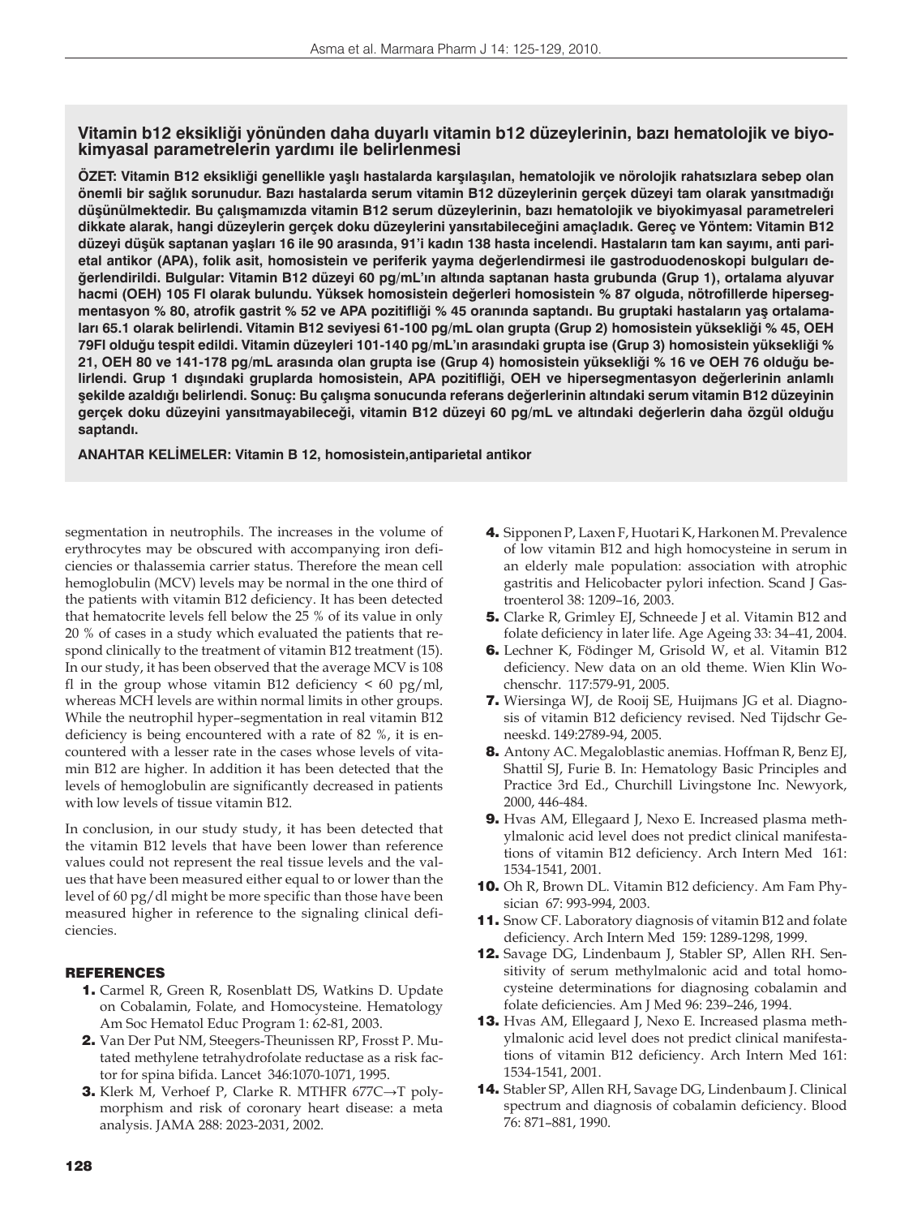## Vitamin b12 eksikliği yönünden daha duyarlı vitamin b12 düzeylerinin, bazı hematolojik ve biyokimyasal parametrelerin yardımı ile belirlenmesi

**ÖZET: Vitamin B12 eksikliği genellikle yaşlı hastalarda karşılaşılan, hematolojik ve nörolojik rahatsızlara sebep olan önemli bir sağlık sorunudur. Bazı hastalarda serum vitamin B12 düzeylerinin gerçek düzeyi tam olarak yansıtmadığı düşünülmektedir. Bu çalışmamızda vitamin B12 serum düzeylerinin, bazı hematolojik ve biyokimyasal parametreleri dikkate alarak, hangi düzeylerin gerçek doku düzeylerini yansıtabileceğini amaçladık. Gereç ve Yöntem: Vitamin B12 düzeyi düşük saptanan yaşları 16 ile 90 arasında, 91'i kadın 138 hasta incelendi. Hastaların tam kan sayımı, anti parietal antikor (APA), folik asit, homosistein ve periferik yayma değerlendirmesi ile gastroduodenoskopi bulguları değerlendirildi. Bulgular: Vitamin B12 düzeyi 60 pg/mL'ın altında saptanan hasta grubunda (Grup 1), ortalama alyuvar hacmi (OEH) 105 Fl olarak bulundu. Yüksek homosistein değerleri homosistein % 87 olguda, nötrofillerde hipersegmentasyon % 80, atrofik gastrit % 52 ve APA pozitifliği % 45 oranında saptandı. Bu gruptaki hastaların yaş ortalamaları 65.1 olarak belirlendi. Vitamin B12 seviyesi 61-100 pg/mL olan grupta (Grup 2) homosistein yüksekliği % 45, OEH 79Fl olduğu tespit edildi. Vitamin düzeyleri 101-140 pg/mL'ın arasındaki grupta ise (Grup 3) homosistein yüksekliği % 21, OEH 80 ve 141-178 pg/mL arasında olan grupta ise (Grup 4) homosistein yüksekliği % 16 ve OEH 76 olduğu belirlendi. Grup 1 dışındaki gruplarda homosistein, APA pozitifliği, OEH ve hipersegmentasyon değerlerinin anlamlı şekilde azaldığı belirlendi. Sonuç: Bu çalışma sonucunda referans değerlerinin altındaki serum vitamin B12 düzeyinin gerçek doku düzeyini yansıtmayabileceği, vitamin B12 düzeyi 60 pg/mL ve altındaki değerlerin daha özgül olduğu saptandı.**

**ANAHTAR KELİMELER: Vitamin B 12, homosistein,antiparietal antikor**

segmentation in neutrophils. The increases in the volume of erythrocytes may be obscured with accompanying iron deficiencies or thalassemia carrier status. Therefore the mean cell hemoglobulin (MCV) levels may be normal in the one third of the patients with vitamin B12 deficiency. It has been detected that hematocrite levels fell below the 25 % of its value in only 20 % of cases in a study which evaluated the patients that respond clinically to the treatment of vitamin B12 treatment (15). In our study, it has been observed that the average MCV is 108 fl in the group whose vitamin B12 deficiency < 60 pg/ml, whereas MCH levels are within normal limits in other groups. While the neutrophil hyper–segmentation in real vitamin B12 deficiency is being encountered with a rate of 82 %, it is encountered with a lesser rate in the cases whose levels of vitamin B12 are higher. In addition it has been detected that the levels of hemoglobulin are significantly decreased in patients with low levels of tissue vitamin B12.

In conclusion, in our study study, it has been detected that the vitamin B12 levels that have been lower than reference values could not represent the real tissue levels and the values that have been measured either equal to or lower than the level of 60 pg/dl might be more specific than those have been measured higher in reference to the signaling clinical deficiencies.

### REFERENCES

1. Carmel R, Green R, Rosenblatt DS, Watkins D. Update on Cobalamin, Folate, and Homocysteine. Hematology Am Soc Hematol Educ Program 1: 62-81, 2003.
2. Van Der Put NM, Steegers-Theunissen RP, Frosst P. Mutated methylene tetrahydrofolate reductase as a risk factor for spina bifida. Lancet 346:1070-1071, 1995.
3. Klerk M, Verhoef P, Clarke R. MTHFR 677C→T polymorphism and risk of coronary heart disease: a meta analysis. JAMA 288: 2023-2031, 2002.
4. Sipponen P, Laxen F, Huotari K, Harkonen M. Prevalence of low vitamin B12 and high homocysteine in serum in an elderly male population: association with atrophic gastritis and Helicobacter pylori infection. Scand J Gastroenterol 38: 1209–16, 2003.
5. Clarke R, Grimley EJ, Schneede J et al. Vitamin B12 and folate deficiency in later life. Age Ageing 33: 34–41, 2004.
6. Lechner K, Födinger M, Grisold W, et al. Vitamin B12 deficiency. New data on an old theme. Wien Klin Wochenschr. 117:579-91, 2005.
7. Wiersinga WJ, de Rooij SE, Huijmans JG et al. Diagnosis of vitamin B12 deficiency revised. Ned Tijdschr Geneeskd. 149:2789-94, 2005.
8. Antony AC. Megaloblastic anemias. Hoffman R, Benz EJ, Shattil SJ, Furie B. In: Hematology Basic Principles and Practice 3rd Ed., Churchill Livingstone Inc. Newyork, 2000, 446-484.
9. Hvas AM, Ellegaard J, Nexo E. Increased plasma methylmalonic acid level does not predict clinical manifestations of vitamin B12 deficiency. Arch Intern Med 161: 1534-1541, 2001.
10. Oh R, Brown DL. Vitamin B12 deficiency. Am Fam Physician 67: 993-994, 2003.
11. Snow CF. Laboratory diagnosis of vitamin B12 and folate deficiency. Arch Intern Med 159: 1289-1298, 1999.
12. Savage DG, Lindenbaum J, Stabler SP, Allen RH. Sensitivity of serum methylmalonic acid and total homocysteine determinations for diagnosing cobalamin and folate deficiencies. Am J Med 96: 239–246, 1994.
13. Hvas AM, Ellegaard J, Nexo E. Increased plasma methylmalonic acid level does not predict clinical manifestations of vitamin B12 deficiency. Arch Intern Med 161: 1534-1541, 2001.
14. Stabler SP, Allen RH, Savage DG, Lindenbaum J. Clinical spectrum and diagnosis of cobalamin deficiency. Blood 76: 871–881, 1990.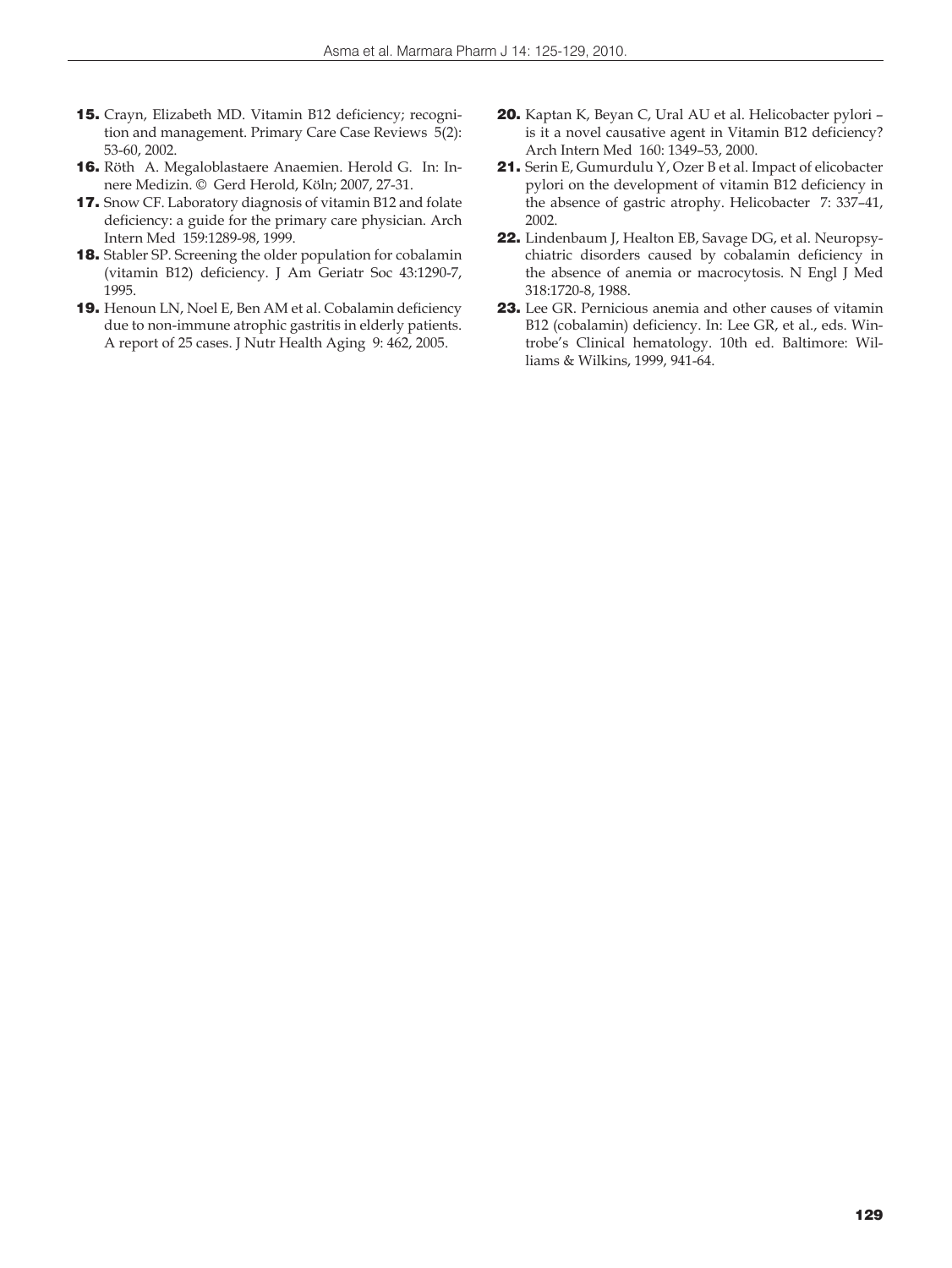15. Crayn, Elizabeth MD. Vitamin B12 deficiency; recognition and management. Primary Care Case Reviews 5(2): 53-60, 2002.
16. Röth A. Megaloblastaere Anaemien. Herold G. In: Innere Medizin. © Gerd Herold, Köln; 2007, 27-31.
17. Snow CF. Laboratory diagnosis of vitamin B12 and folate deficiency: a guide for the primary care physician. Arch Intern Med 159:1289-98, 1999.
18. Stabler SP. Screening the older population for cobalamin (vitamin B12) deficiency. J Am Geriatr Soc 43:1290-7, 1995.
19. Henoun LN, Noel E, Ben AM et al. Cobalamin deficiency due to non-immune atrophic gastritis in elderly patients. A report of 25 cases. J Nutr Health Aging 9: 462, 2005.
20. Kaptan K, Beyan C, Ural AU et al. Helicobacter pylori – is it a novel causative agent in Vitamin B12 deficiency? Arch Intern Med 160: 1349–53, 2000.
21. Serin E, Gumurdulu Y, Ozer B et al. Impact of elicobacter pylori on the development of vitamin B12 deficiency in the absence of gastric atrophy. Helicobacter 7: 337–41, 2002.
22. Lindenbaum J, Healton EB, Savage DG, et al. Neuropsychiatric disorders caused by cobalamin deficiency in the absence of anemia or macrocytosis. N Engl J Med 318:1720-8, 1988.
23. Lee GR. Pernicious anemia and other causes of vitamin B12 (cobalamin) deficiency. In: Lee GR, et al., eds. Wintrobe's Clinical hematology. 10th ed. Baltimore: Williams & Wilkins, 1999, 941-64.